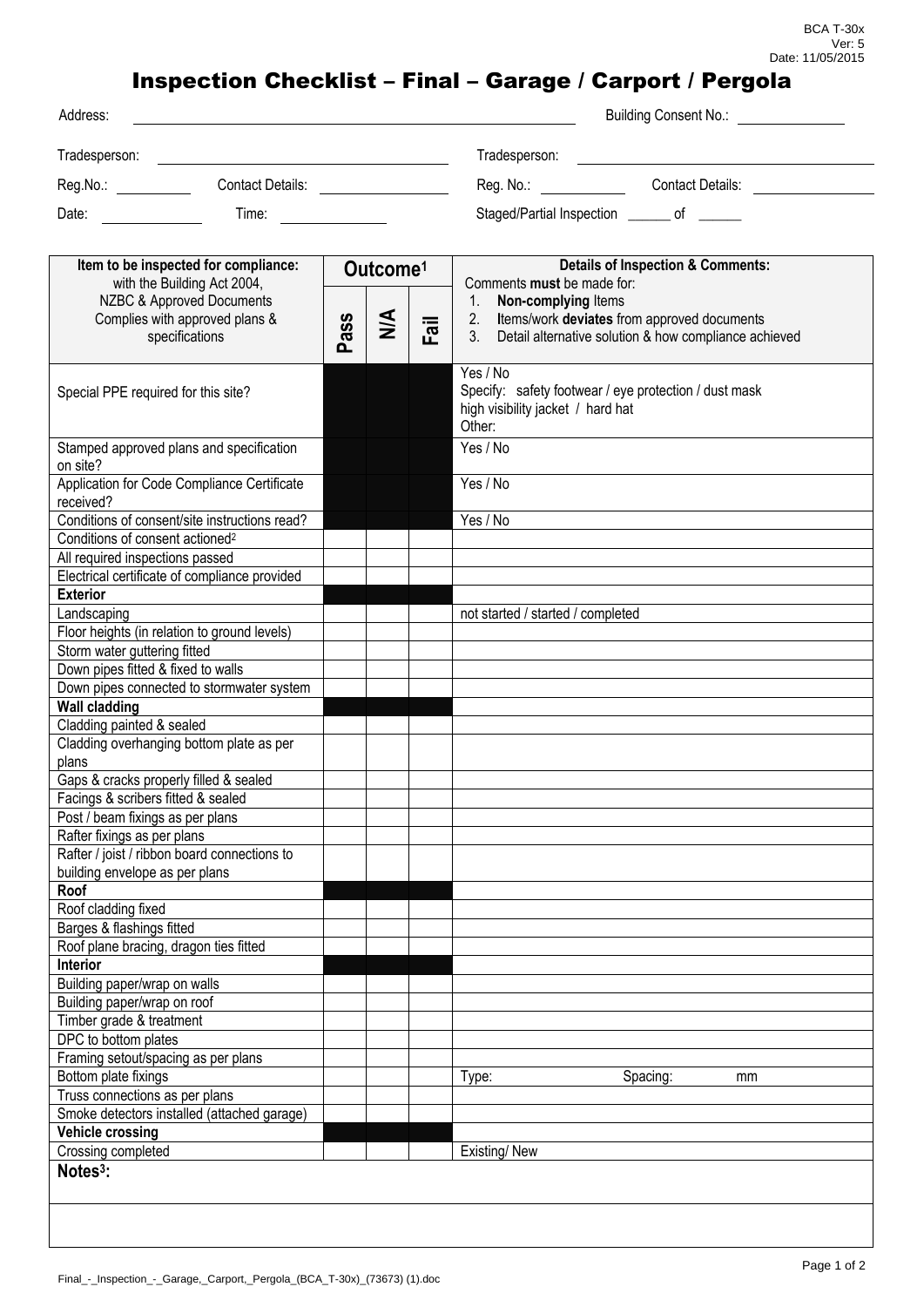BCA T-30x
Ver: 5
Date: 11/05/2015

# Inspection Checklist – Final – Garage / Carport / Pergola

Address: ______________________ Building Consent No.: ______________

Tradesperson: ______________________ Tradesperson: ______________________

Reg.No.: __________ Contact Details: ______________ Reg. No.: __________ Contact Details: ______________

Date: __________ Time: __________ Staged/Partial Inspection ______ of ______

| **Item to be inspected for compliance:** with the Building Act 2004, NZBC & Approved Documents Complies with approved plans & specifications | **Outcome[1]** Pass | N/A | Fail | **Details of Inspection & Comments:** Comments **must** be made for: 1. **Non-complying** Items 2. Items/work **deviates** from approved documents 3. Detail alternative solution & how compliance achieved |
|---|---|---|---|---|
| Special PPE required for this site? | | | | Yes / No Specify: safety footwear / eye protection / dust mask high visibility jacket / hard hat Other: |
| Stamped approved plans and specification on site? | | | | Yes / No |
| Application for Code Compliance Certificate received? | | | | Yes / No |
| Conditions of consent/site instructions read? | | | | Yes / No |
| Conditions of consent actioned[2] | | | | |
| All required inspections passed | | | | |
| Electrical certificate of compliance provided | | | | |
| **Exterior** | | | | |
| Landscaping | | | | not started / started / completed |
| Floor heights (in relation to ground levels) | | | | |
| Storm water guttering fitted | | | | |
| Down pipes fitted & fixed to walls | | | | |
| Down pipes connected to stormwater system | | | | |
| **Wall cladding** | | | | |
| Cladding painted & sealed | | | | |
| Cladding overhanging bottom plate as per plans | | | | |
| Gaps & cracks properly filled & sealed | | | | |
| Facings & scribers fitted & sealed | | | | |
| Post / beam fixings as per plans | | | | |
| Rafter fixings as per plans | | | | |
| Rafter / joist / ribbon board connections to building envelope as per plans | | | | |
| **Roof** | | | | |
| Roof cladding fixed | | | | |
| Barges & flashings fitted | | | | |
| Roof plane bracing, dragon ties fitted | | | | |
| **Interior** | | | | |
| Building paper/wrap on walls | | | | |
| Building paper/wrap on roof | | | | |
| Timber grade & treatment | | | | |
| DPC to bottom plates | | | | |
| Framing setout/spacing as per plans | | | | |
| Bottom plate fixings | | | | Type: Spacing: mm |
| Truss connections as per plans | | | | |
| Smoke detectors installed (attached garage) | | | | |
| **Vehicle crossing** | | | | |
| Crossing completed | | | | Existing/ New |

**Notes[3]:**

Final_-_Inspection_-_Garage,_Carport,_Pergola_(BCA_T-30x)_(73673) (1).doc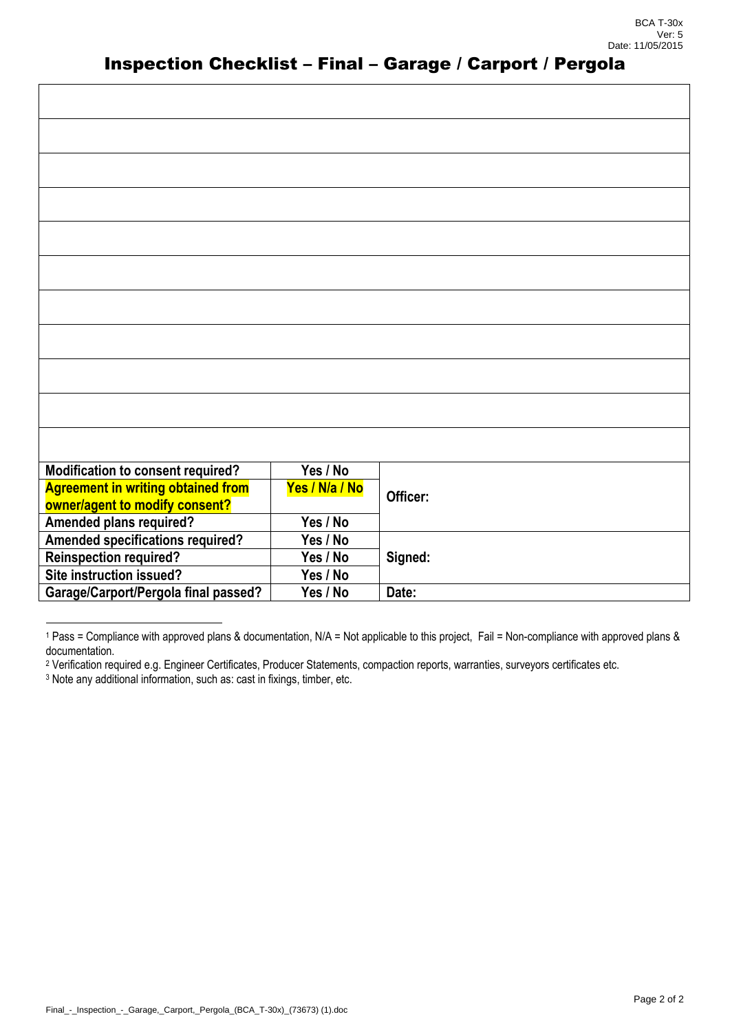# Inspection Checklist – Final – Garage / Carport / Pergola

| | | |
|---|---|---|
| | | |
| | | |
| | | |
| | | |
| | | |
| | | |
| | | |
| | | |
| | | |
| | | |
| **Modification to consent required?** | **Yes / No** | **Officer:** |
| **Agreement in writing obtained from owner/agent to modify consent?** | **Yes / N/a / No** | |
| **Amended plans required?** | **Yes / No** | |
| **Amended specifications required?** | **Yes / No** | **Signed:** |
| **Reinspection required?** | **Yes / No** | |
| **Site instruction issued?** | **Yes / No** | |
| **Garage/Carport/Pergola final passed?** | **Yes / No** | **Date:** |

[1] Pass = Compliance with approved plans & documentation, N/A = Not applicable to this project, Fail = Non-compliance with approved plans & documentation.

[2] Verification required e.g. Engineer Certificates, Producer Statements, compaction reports, warranties, surveyors certificates etc.

[3] Note any additional information, such as: cast in fixings, timber, etc.